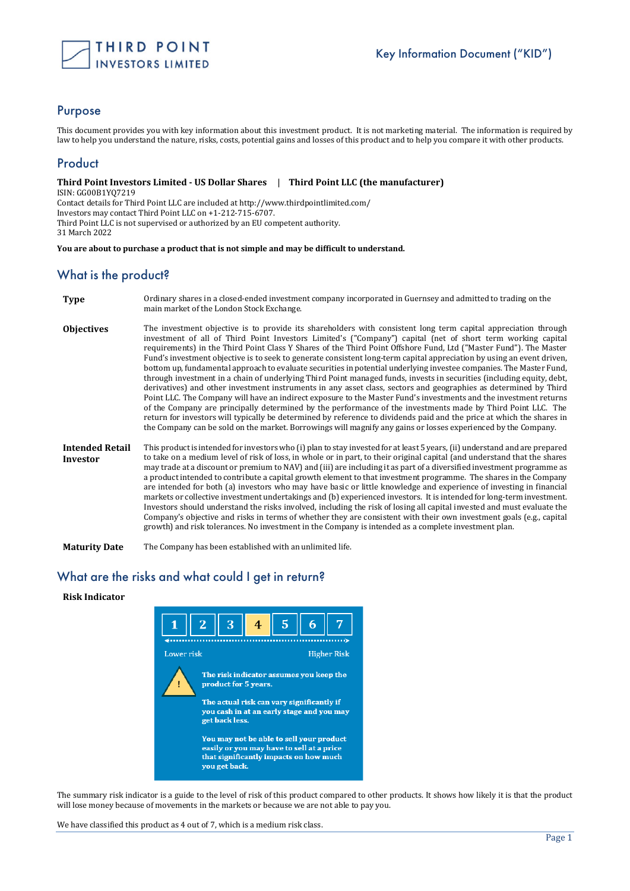THIRD POINT INVESTORS LIMITED

Key Information Document ("KID")

## Purpose

This document provides you with key information about this investment product. It is not marketing material. The information is required by law to help you understand the nature, risks, costs, potential gains and losses of this product and to help you compare it with other products.

## Product

**Third Point Investors Limited - US Dollar Shares | Third Point LLC (the manufacturer)**
ISIN: GG00B1YQ7219
Contact details for Third Point LLC are included at http://www.thirdpointlimited.com/
Investors may contact Third Point LLC on +1-212-715-6707.
Third Point LLC is not supervised or authorized by an EU competent authority.
31 March 2022

**You are about to purchase a product that is not simple and may be difficult to understand.**

## What is the product?

**Type**

Ordinary shares in a closed-ended investment company incorporated in Guernsey and admitted to trading on the main market of the London Stock Exchange.

**Objectives**

The investment objective is to provide its shareholders with consistent long term capital appreciation through investment of all of Third Point Investors Limited's ("Company") capital (net of short term working capital requirements) in the Third Point Class Y Shares of the Third Point Offshore Fund, Ltd ("Master Fund"). The Master Fund's investment objective is to seek to generate consistent long-term capital appreciation by using an event driven, bottom up, fundamental approach to evaluate securities in potential underlying investee companies. The Master Fund, through investment in a chain of underlying Third Point managed funds, invests in securities (including equity, debt, derivatives) and other investment instruments in any asset class, sectors and geographies as determined by Third Point LLC. The Company will have an indirect exposure to the Master Fund's investments and the investment returns of the Company are principally determined by the performance of the investments made by Third Point LLC. The return for investors will typically be determined by reference to dividends paid and the price at which the shares in the Company can be sold on the market. Borrowings will magnify any gains or losses experienced by the Company.

**Intended Retail Investor**

This product is intended for investors who (i) plan to stay invested for at least 5 years, (ii) understand and are prepared to take on a medium level of risk of loss, in whole or in part, to their original capital (and understand that the shares may trade at a discount or premium to NAV) and (iii) are including it as part of a diversified investment programme as a product intended to contribute a capital growth element to that investment programme. The shares in the Company are intended for both (a) investors who may have basic or little knowledge and experience of investing in financial markets or collective investment undertakings and (b) experienced investors. It is intended for long-term investment. Investors should understand the risks involved, including the risk of losing all capital invested and must evaluate the Company's objective and risks in terms of whether they are consistent with their own investment goals (e.g., capital growth) and risk tolerances. No investment in the Company is intended as a complete investment plan.

**Maturity Date**

The Company has been established with an unlimited life.

## What are the risks and what could I get in return?

**Risk Indicator**

| 1 | 2 | 3 | **4** | 5 | 6 | 7 |
|---|---|---|---|---|---|---|

Lower risk ← → Higher Risk

**The risk indicator assumes you keep the product for 5 years.**

**The actual risk can vary significantly if you cash in at an early stage and you may get back less.**

**You may not be able to sell your product easily or you may have to sell at a price that significantly impacts on how much you get back.**

The summary risk indicator is a guide to the level of risk of this product compared to other products. It shows how likely it is that the product will lose money because of movements in the markets or because we are not able to pay you.

We have classified this product as 4 out of 7, which is a medium risk class.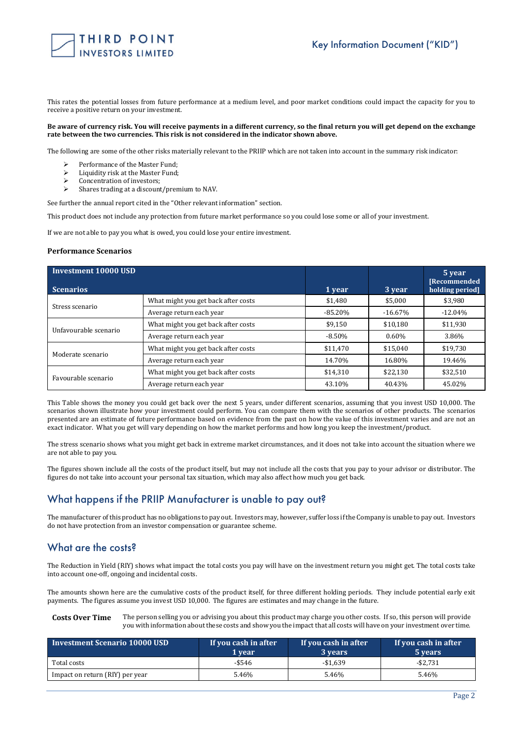This rates the potential losses from future performance at a medium level, and poor market conditions could impact the capacity for you to receive a positive return on your investment.

**Be aware of currency risk. You will receive payments in a different currency, so the final return you will get depend on the exchange rate between the two currencies. This risk is not considered in the indicator shown above.**

The following are some of the other risks materially relevant to the PRIIP which are not taken into account in the summary risk indicator:

- Performance of the Master Fund;
- Liquidity risk at the Master Fund;
- Concentration of investors;
- Shares trading at a discount/premium to NAV.

See further the annual report cited in the "Other relevant information" section.

This product does not include any protection from future market performance so you could lose some or all of your investment.

If we are not able to pay you what is owed, you could lose your entire investment.

### Performance Scenarios

| Investment 10000 USD<br>Scenarios | | 1 year | 3 year | 5 year [Recommended holding period] |
|---|---|---|---|---|
| Stress scenario | What might you get back after costs | $1,480 | $5,000 | $3,980 |
| | Average return each year | -85.20% | -16.67% | -12.04% |
| Unfavourable scenario | What might you get back after costs | $9,150 | $10,180 | $11,930 |
| | Average return each year | -8.50% | 0.60% | 3.86% |
| Moderate scenario | What might you get back after costs | $11,470 | $15,040 | $19,730 |
| | Average return each year | 14.70% | 16.80% | 19.46% |
| Favourable scenario | What might you get back after costs | $14,310 | $22,130 | $32,510 |
| | Average return each year | 43.10% | 40.43% | 45.02% |

This Table shows the money you could get back over the next 5 years, under different scenarios, assuming that you invest USD 10,000. The scenarios shown illustrate how your investment could perform. You can compare them with the scenarios of other products. The scenarios presented are an estimate of future performance based on evidence from the past on how the value of this investment varies and are not an exact indicator. What you get will vary depending on how the market performs and how long you keep the investment/product.

The stress scenario shows what you might get back in extreme market circumstances, and it does not take into account the situation where we are not able to pay you.

The figures shown include all the costs of the product itself, but may not include all the costs that you pay to your advisor or distributor. The figures do not take into account your personal tax situation, which may also affect how much you get back.

## What happens if the PRIIP Manufacturer is unable to pay out?

The manufacturer of this product has no obligations to pay out. Investors may, however, suffer loss if the Company is unable to pay out. Investors do not have protection from an investor compensation or guarantee scheme.

## What are the costs?

The Reduction in Yield (RIY) shows what impact the total costs you pay will have on the investment return you might get. The total costs take into account one-off, ongoing and incidental costs.

The amounts shown here are the cumulative costs of the product itself, for three different holding periods. They include potential early exit payments. The figures assume you invest USD 10,000. The figures are estimates and may change in the future.

**Costs Over Time** The person selling you or advising you about this product may charge you other costs. If so, this person will provide you with information about these costs and show you the impact that all costs will have on your investment over time.

| Investment Scenario 10000 USD | If you cash in after 1 year | If you cash in after 3 years | If you cash in after 5 years |
|---|---|---|---|
| Total costs | -$546 | -$1,639 | -$2,731 |
| Impact on return (RIY) per year | 5.46% | 5.46% | 5.46% |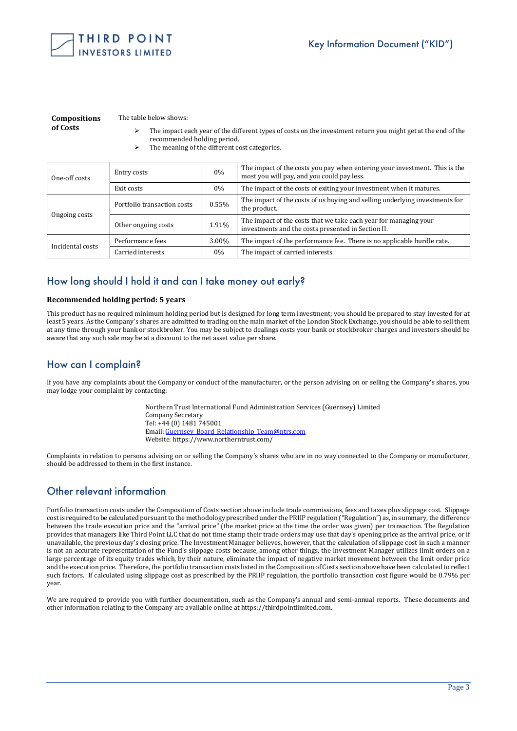**Compositions of Costs**

The table below shows:

- The impact each year of the different types of costs on the investment return you might get at the end of the recommended holding period.
- The meaning of the different cost categories.

| | | | |
|---|---|---|---|
| One-off costs | Entry costs | 0% | The impact of the costs you pay when entering your investment. This is the most you will pay, and you could pay less. |
| | Exit costs | 0% | The impact of the costs of exiting your investment when it matures. |
| Ongoing costs | Portfolio transaction costs | 0.55% | The impact of the costs of us buying and selling underlying investments for the product. |
| | Other ongoing costs | 1.91% | The impact of the costs that we take each year for managing your investments and the costs presented in Section II. |
| Incidental costs | Performance fees | 3.00% | The impact of the performance fee. There is no applicable hurdle rate. |
| | Carried interests | 0% | The impact of carried interests. |

## How long should I hold it and can I take money out early?

**Recommended holding period: 5 years**

This product has no required minimum holding period but is designed for long term investment; you should be prepared to stay invested for at least 5 years. As the Company's shares are admitted to trading on the main market of the London Stock Exchange, you should be able to sell them at any time through your bank or stockbroker. You may be subject to dealings costs your bank or stockbroker charges and investors should be aware that any such sale may be at a discount to the net asset value per share.

## How can I complain?

If you have any complaints about the Company or conduct of the manufacturer, or the person advising on or selling the Company's shares, you may lodge your complaint by contacting:

Northern Trust International Fund Administration Services (Guernsey) Limited
Company Secretary
Tel: +44 (0) 1481 745001
Email: Guernsey_Board_Relationship_Team@ntrs.com
Website: https://www.northerntrust.com/

Complaints in relation to persons advising on or selling the Company's shares who are in no way connected to the Company or manufacturer, should be addressed to them in the first instance.

## Other relevant information

Portfolio transaction costs under the Composition of Costs section above include trade commissions, fees and taxes plus slippage cost. Slippage cost is required to be calculated pursuant to the methodology prescribed under the PRIIP regulation ("Regulation") as, in summary, the difference between the trade execution price and the "arrival price" (the market price at the time the order was given) per transaction. The Regulation provides that managers like Third Point LLC that do not time stamp their trade orders may use that day's opening price as the arrival price, or if unavailable, the previous day's closing price. The Investment Manager believes, however, that the calculation of slippage cost in such a manner is not an accurate representation of the Fund's slippage costs because, among other things, the Investment Manager utilizes limit orders on a large percentage of its equity trades which, by their nature, eliminate the impact of negative market movement between the limit order price and the execution price. Therefore, the portfolio transaction costs listed in the Composition of Costs section above have been calculated to reflect such factors. If calculated using slippage cost as prescribed by the PRIIP regulation, the portfolio transaction cost figure would be 0.79% per year.

We are required to provide you with further documentation, such as the Company's annual and semi-annual reports. These documents and other information relating to the Company are available online at https://thirdpointlimited.com.